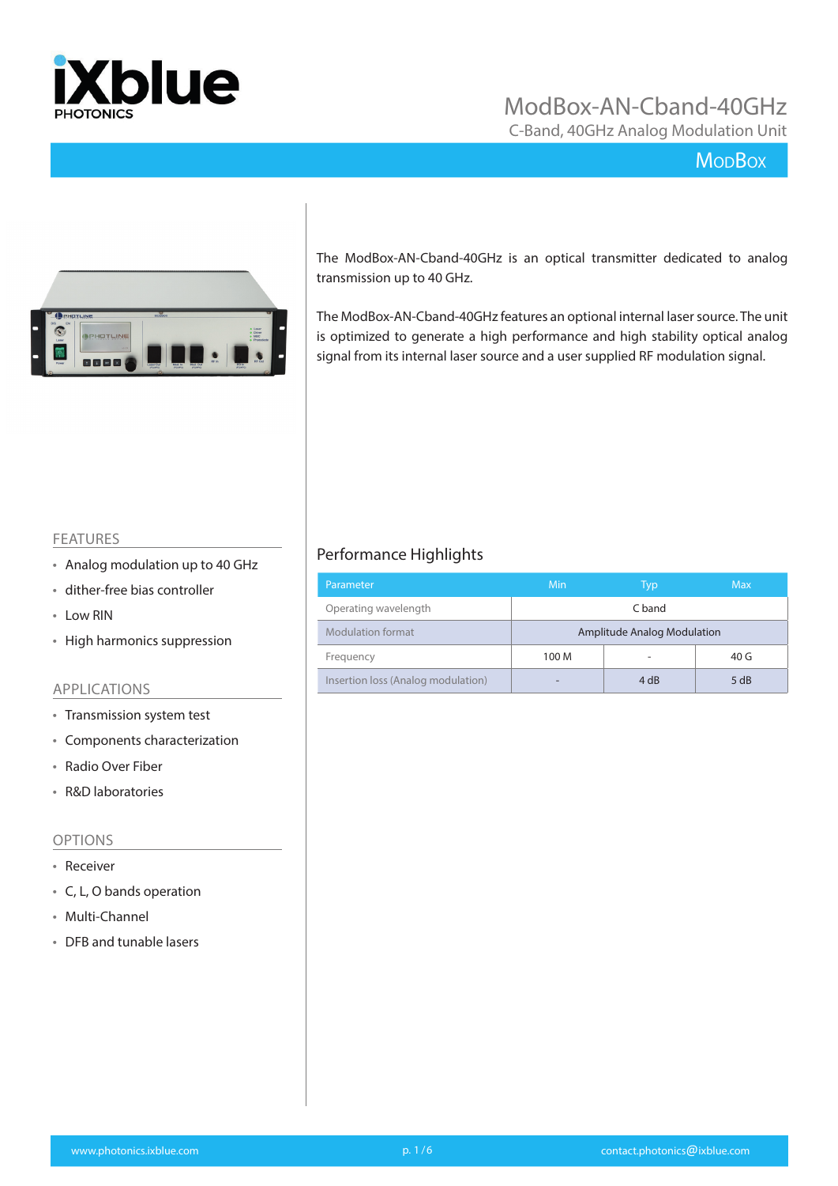# ModBox-AN-Cband-40GHz

C-Band, 40GHz Analog Modulation Unit

MODBOX

The ModBox-AN-Cband-40GHz is an optical transmitter dedicated to analog transmission up to 40 GHz.

The ModBox-AN-Cband-40GHz features an optional internal laser source. The unit is optimized to generate a high performance and high stability optical analog signal from its internal laser source and a user supplied RF modulation signal.

## FEATURES

- Analog modulation up to 40 GHz
- dither-free bias controller
- Low RIN
- High harmonics suppression

## APPLICATIONS

- Transmission system test
- Components characterization
- Radio Over Fiber
- R&D laboratories

## OPTIONS

- Receiver
- C, L, O bands operation
- Multi-Channel
- DFB and tunable lasers

## Performance Highlights

| Parameter | Min | Typ | Max |
|---|---|---|---|
| Operating wavelength | | C band | |
| Modulation format | | Amplitude Analog Modulation | |
| Frequency | 100 M | - | 40 G |
| Insertion loss (Analog modulation) | - | 4 dB | 5 dB |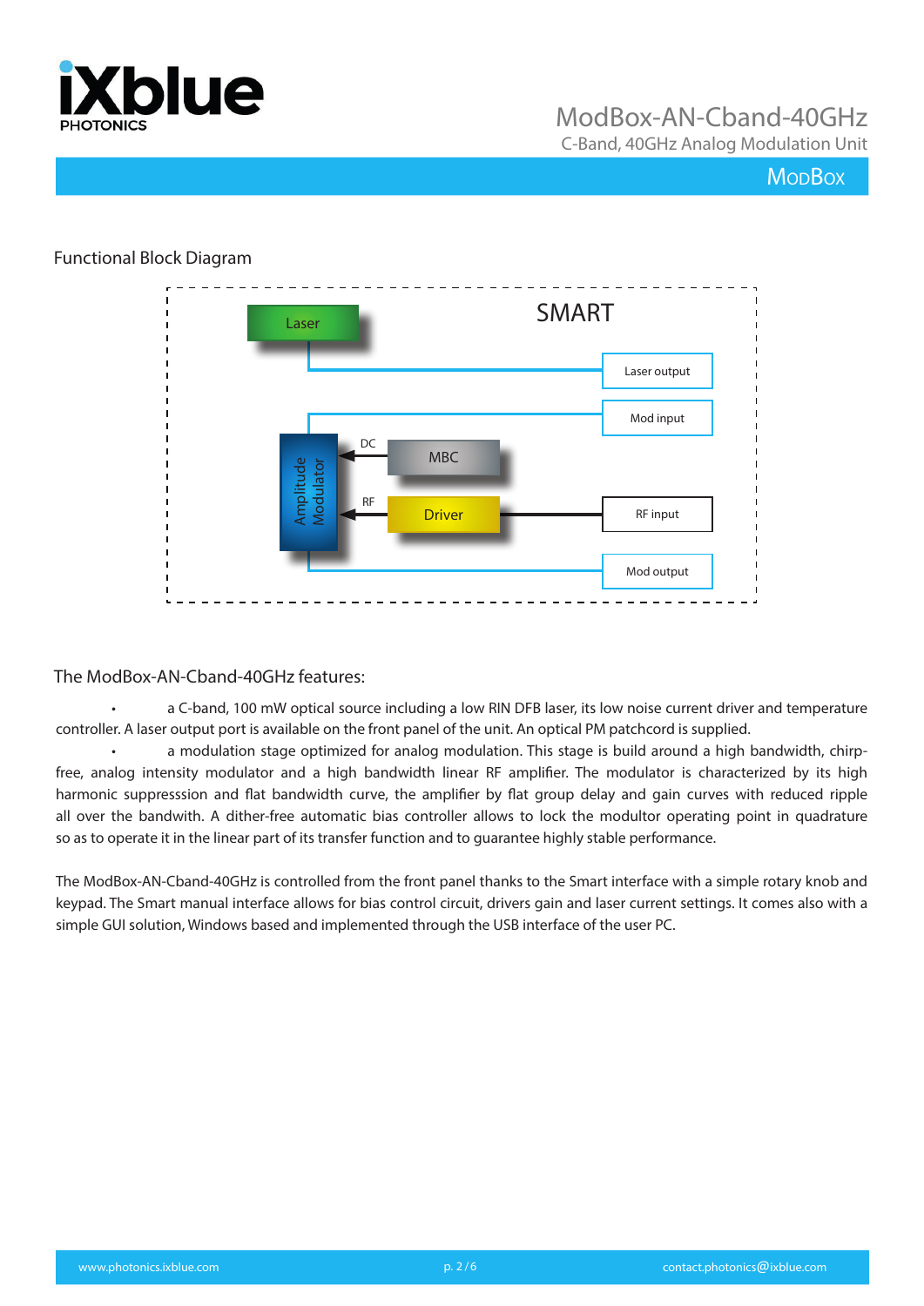## Functional Block Diagram

## The ModBox-AN-Cband-40GHz features:

- a C-band, 100 mW optical source including a low RIN DFB laser, its low noise current driver and temperature controller. A laser output port is available on the front panel of the unit. An optical PM patchcord is supplied.
- a modulation stage optimized for analog modulation. This stage is build around a high bandwidth, chirp-free, analog intensity modulator and a high bandwidth linear RF amplifier. The modulator is characterized by its high harmonic suppresssion and flat bandwidth curve, the amplifier by flat group delay and gain curves with reduced ripple all over the bandwith. A dither-free automatic bias controller allows to lock the modultor operating point in quadrature so as to operate it in the linear part of its transfer function and to guarantee highly stable performance.

The ModBox-AN-Cband-40GHz is controlled from the front panel thanks to the Smart interface with a simple rotary knob and keypad. The Smart manual interface allows for bias control circuit, drivers gain and laser current settings. It comes also with a simple GUI solution, Windows based and implemented through the USB interface of the user PC.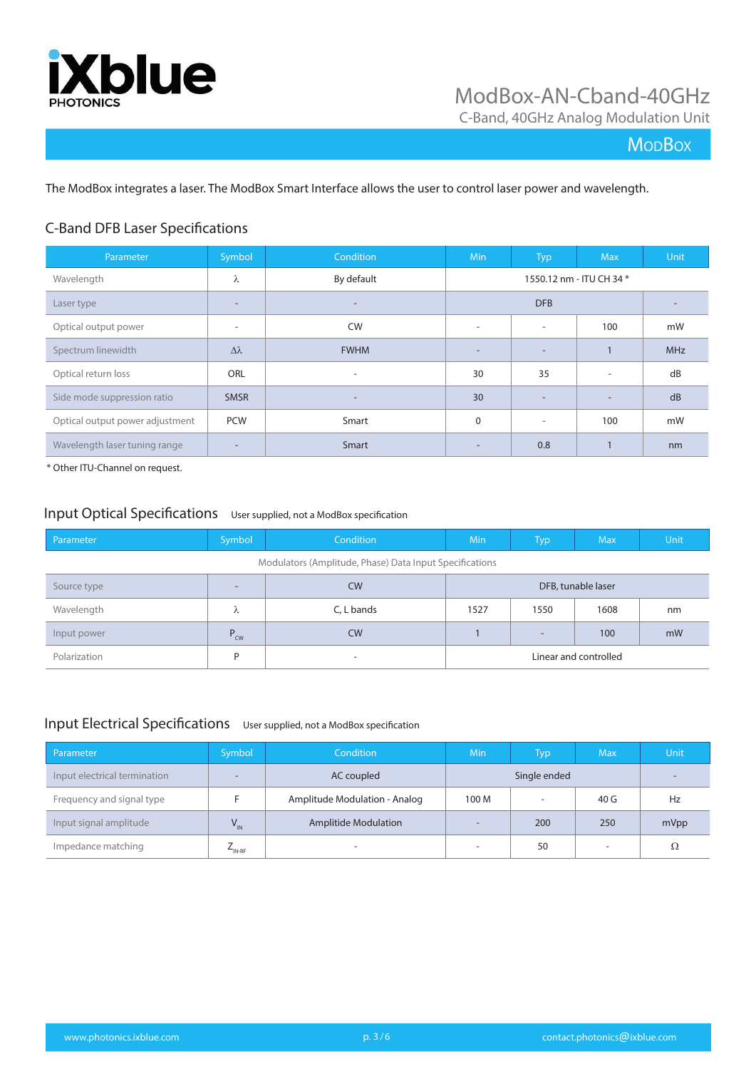# ModBox-AN-Cband-40GHz

C-Band, 40GHz Analog Modulation Unit

ModBox

The ModBox integrates a laser. The ModBox Smart Interface allows the user to control laser power and wavelength.

## C-Band DFB Laser Specifications

| Parameter | Symbol | Condition | Min | Typ | Max | Unit |
|---|---|---|---|---|---|---|
| Wavelength | λ | By default | 1550.12 nm - ITU CH 34 * | | | |
| Laser type | - | - | DFB | | | - |
| Optical output power | - | CW | - | - | 100 | mW |
| Spectrum linewidth | Δλ | FWHM | - | - | 1 | MHz |
| Optical return loss | ORL | - | 30 | 35 | - | dB |
| Side mode suppression ratio | SMSR | - | 30 | - | - | dB |
| Optical output power adjustment | PCW | Smart | 0 | - | 100 | mW |
| Wavelength laser tuning range | - | Smart | - | 0.8 | 1 | nm |

* Other ITU-Channel on request.

## Input Optical Specifications

User supplied, not a ModBox specification

| Parameter | Symbol | Condition | Min | Typ | Max | Unit |
|---|---|---|---|---|---|---|
| Modulators (Amplitude, Phase) Data Input Specifications | | | | | | |
| Source type | - | CW | DFB, tunable laser | | | |
| Wavelength | λ | C, L bands | 1527 | 1550 | 1608 | nm |
| Input power | $P_{CW}$ | CW | 1 | - | 100 | mW |
| Polarization | P | - | Linear and controlled | | | |

## Input Electrical Specifications

User supplied, not a ModBox specification

| Parameter | Symbol | Condition | Min | Typ | Max | Unit |
|---|---|---|---|---|---|---|
| Input electrical termination | - | AC coupled | Single ended | | | - |
| Frequency and signal type | F | Amplitude Modulation - Analog | 100 M | - | 40 G | Hz |
| Input signal amplitude | $V_{IN}$ | Amplitide Modulation | - | 200 | 250 | mVpp |
| Impedance matching | $Z_{IN-RF}$ | - | - | 50 | - | Ω |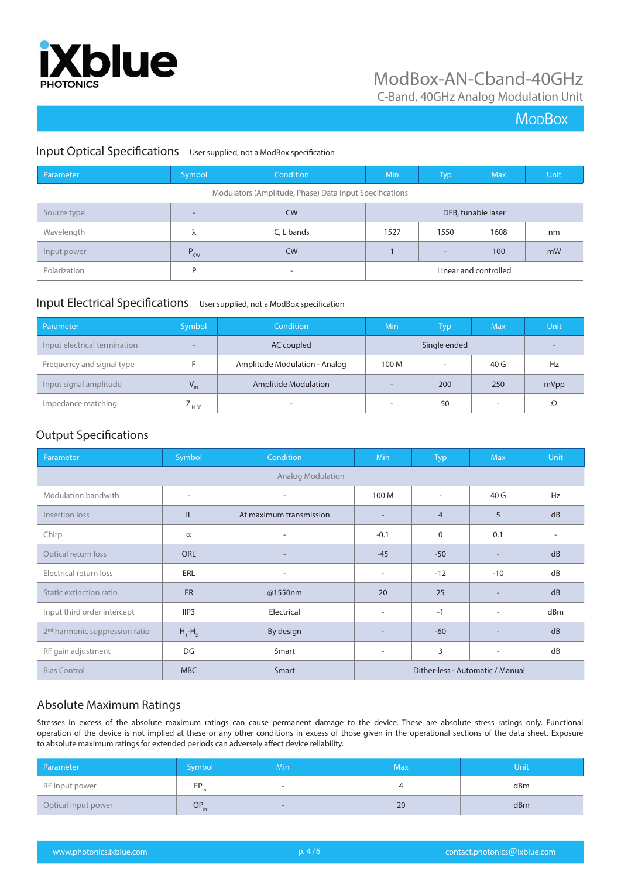# ModBox-AN-Cband-40GHz

C-Band, 40GHz Analog Modulation Unit

ModBox

## Input Optical Specifications

User supplied, not a ModBox specification

| Parameter | Symbol | Condition | Min | Typ | Max | Unit |
|---|---|---|---|---|---|---|
| Modulators (Amplitude, Phase) Data Input Specifications | | | | | | |
| Source type | - | CW | DFB, tunable laser | | | |
| Wavelength | λ | C, L bands | 1527 | 1550 | 1608 | nm |
| Input power | $P_{CW}$ | CW | 1 | - | 100 | mW |
| Polarization | P | - | Linear and controlled | | | |

## Input Electrical Specifications

User supplied, not a ModBox specification

| Parameter | Symbol | Condition | Min | Typ | Max | Unit |
|---|---|---|---|---|---|---|
| Input electrical termination | - | AC coupled | Single ended | | | - |
| Frequency and signal type | F | Amplitude Modulation - Analog | 100 M | - | 40 G | Hz |
| Input signal amplitude | $V_{IN}$ | Amplitide Modulation | - | 200 | 250 | mVpp |
| Impedance matching | $Z_{IN\text{-}RF}$ | - | - | 50 | - | Ω |

## Output Specifications

| Parameter | Symbol | Condition | Min | Typ | Max | Unit |
|---|---|---|---|---|---|---|
| Analog Modulation | | | | | | |
| Modulation bandwith | - | - | 100 M | - | 40 G | Hz |
| Insertion loss | IL | At maximum transmission | - | 4 | 5 | dB |
| Chirp | α | - | -0.1 | 0 | 0.1 | - |
| Optical return loss | ORL | - | -45 | -50 | - | dB |
| Electrical return loss | ERL | - | - | -12 | -10 | dB |
| Static extinction ratio | ER | @1550nm | 20 | 25 | - | dB |
| Input third order intercept | IIP3 | Electrical | - | -1 | - | dBm |
| 2nd harmonic suppression ratio | $H_1$-$H_2$ | By design | - | -60 | - | dB |
| RF gain adjustment | DG | Smart | - | 3 | - | dB |
| Bias Control | MBC | Smart | Dither-less - Automatic / Manual | | | |

## Absolute Maximum Ratings

Stresses in excess of the absolute maximum ratings can cause permanent damage to the device. These are absolute stress ratings only. Functional operation of the device is not implied at these or any other conditions in excess of those given in the operational sections of the data sheet. Exposure to absolute maximum ratings for extended periods can adversely affect device reliability.

| Parameter | Symbol | Min | Max | Unit |
|---|---|---|---|---|
| RF input power | $EP_{in}$ | - | 4 | dBm |
| Optical input power | $OP_{in}$ | - | 20 | dBm |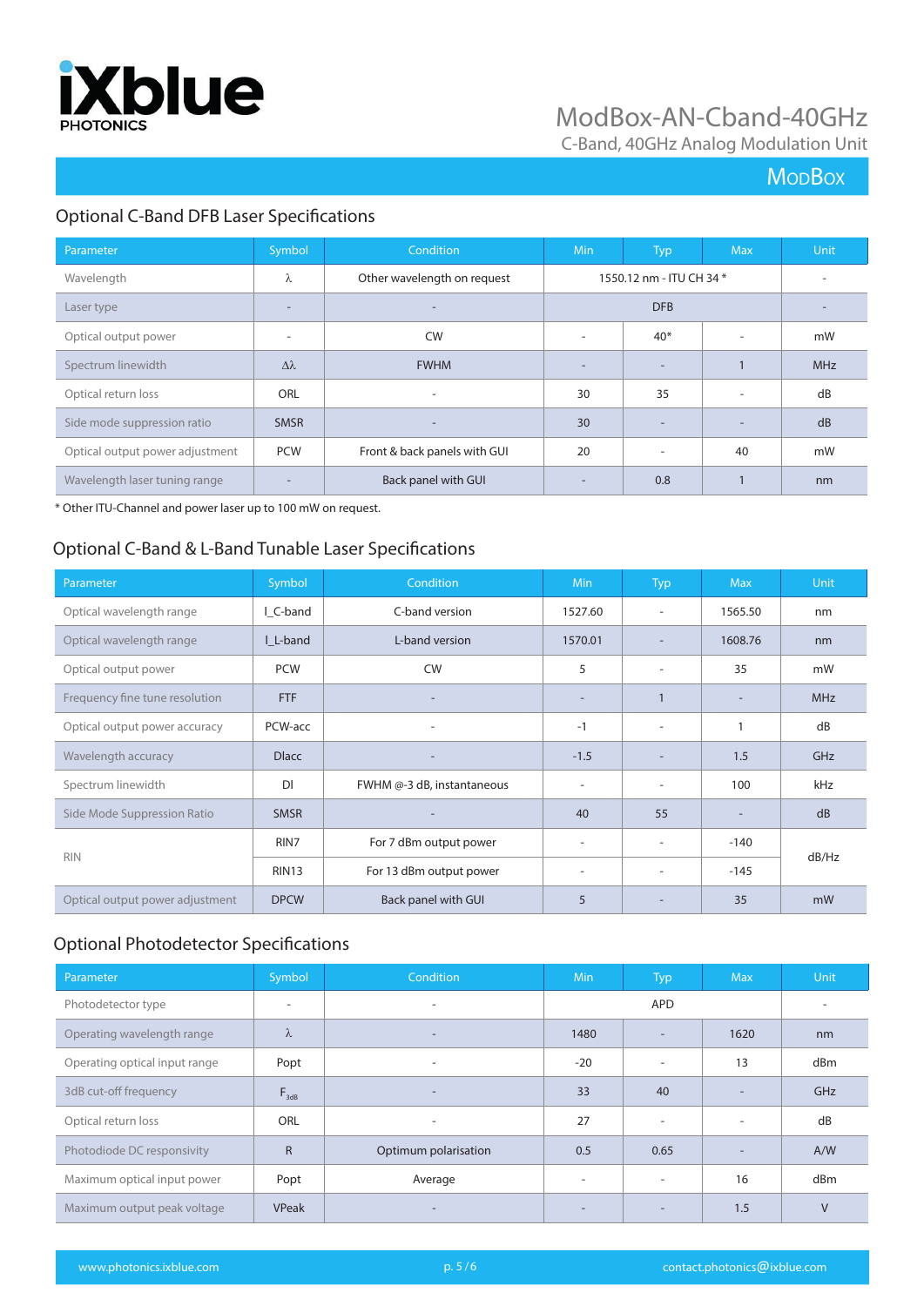## Optional C-Band DFB Laser Specifications

| Parameter | Symbol | Condition | Min | Typ | Max | Unit |
|---|---|---|---|---|---|---|
| Wavelength | λ | Other wavelength on request | | 1550.12 nm - ITU CH 34 * | | - |
| Laser type | - | - | | DFB | | - |
| Optical output power | - | CW | - | 40* | - | mW |
| Spectrum linewidth | Δλ | FWHM | - | - | 1 | MHz |
| Optical return loss | ORL | - | 30 | 35 | - | dB |
| Side mode suppression ratio | SMSR | - | 30 | - | - | dB |
| Optical output power adjustment | PCW | Front & back panels with GUI | 20 | - | 40 | mW |
| Wavelength laser tuning range | - | Back panel with GUI | - | 0.8 | 1 | nm |

* Other ITU-Channel and power laser up to 100 mW on request.

## Optional C-Band & L-Band Tunable Laser Specifications

| Parameter | Symbol | Condition | Min | Typ | Max | Unit |
|---|---|---|---|---|---|---|
| Optical wavelength range | l_C-band | C-band version | 1527.60 | - | 1565.50 | nm |
| Optical wavelength range | l_L-band | L-band version | 1570.01 | - | 1608.76 | nm |
| Optical output power | PCW | CW | 5 | - | 35 | mW |
| Frequency fine tune resolution | FTF | - | - | 1 | - | MHz |
| Optical output power accuracy | PCW-acc | - | -1 | - | 1 | dB |
| Wavelength accuracy | Dlacc | - | -1.5 | - | 1.5 | GHz |
| Spectrum linewidth | Dl | FWHM @-3 dB, instantaneous | - | - | 100 | kHz |
| Side Mode Suppression Ratio | SMSR | - | 40 | 55 | - | dB |
| RIN | RIN7 | For 7 dBm output power | - | - | -140 | dB/Hz |
| | RIN13 | For 13 dBm output power | - | - | -145 | |
| Optical output power adjustment | DPCW | Back panel with GUI | 5 | - | 35 | mW |

## Optional Photodetector Specifications

| Parameter | Symbol | Condition | Min | Typ | Max | Unit |
|---|---|---|---|---|---|---|
| Photodetector type | - | - | | APD | | - |
| Operating wavelength range | λ | - | 1480 | - | 1620 | nm |
| Operating optical input range | Popt | - | -20 | - | 13 | dBm |
| 3dB cut-off frequency | $F_{3dB}$ | - | 33 | 40 | - | GHz |
| Optical return loss | ORL | - | 27 | - | - | dB |
| Photodiode DC responsivity | R | Optimum polarisation | 0.5 | 0.65 | - | A/W |
| Maximum optical input power | Popt | Average | - | - | 16 | dBm |
| Maximum output peak voltage | VPeak | - | - | - | 1.5 | V |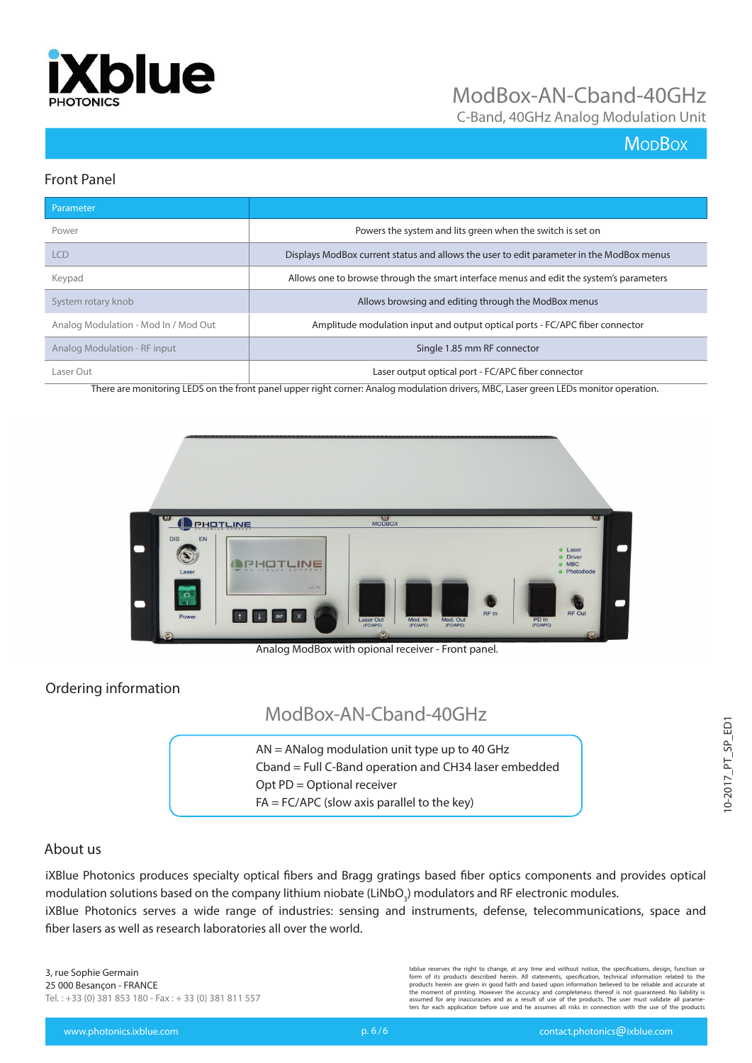# ModBox-AN-Cband-40GHz

C-Band, 40GHz Analog Modulation Unit

ModBox

## Front Panel

| Parameter | |
|---|---|
| Power | Powers the system and lits green when the switch is set on |
| LCD | Displays ModBox current status and allows the user to edit parameter in the ModBox menus |
| Keypad | Allows one to browse through the smart interface menus and edit the system's parameters |
| System rotary knob | Allows browsing and editing through the ModBox menus |
| Analog Modulation - Mod In / Mod Out | Amplitude modulation input and output optical ports - FC/APC fiber connector |
| Analog Modulation - RF input | Single 1.85 mm RF connector |
| Laser Out | Laser output optical port - FC/APC fiber connector |

There are monitoring LEDS on the front panel upper right corner: Analog modulation drivers, MBC, Laser green LEDs monitor operation.

Analog ModBox with opional receiver - Front panel.

## Ordering information

### ModBox-AN-Cband-40GHz

AN = ANalog modulation unit type up to 40 GHz
Cband = Full C-Band operation and CH34 laser embedded
Opt PD = Optional receiver
FA = FC/APC (slow axis parallel to the key)

## About us

iXBlue Photonics produces specialty optical fibers and Bragg gratings based fiber optics components and provides optical modulation solutions based on the company lithium niobate ($LiNbO_3$) modulators and RF electronic modules.
iXBlue Photonics serves a wide range of industries: sensing and instruments, defense, telecommunications, space and fiber lasers as well as research laboratories all over the world.

3, rue Sophie Germain
25 000 Besançon - FRANCE
Tel. : +33 (0) 381 853 180 - Fax : + 33 (0) 381 811 557

Ixblue reserves the right to change, at any time and without notice, the specifications, design, function or form of its products described herein. All statements, specification, technical information related to the products herein are given in good faith and based upon information believed to be reliable and accurate at the moment of printing. However the accuracy and completeness thereof is not guaranteed. No liability is assumed for any inaccuracies and as a result of use of the products. The user must validate all parameters for each application before use and he assumes all risks in connection with the use of the products

www.photonics.ixblue.com

contact.photonics@ixblue.com

10-2017_PT_SP_ED1